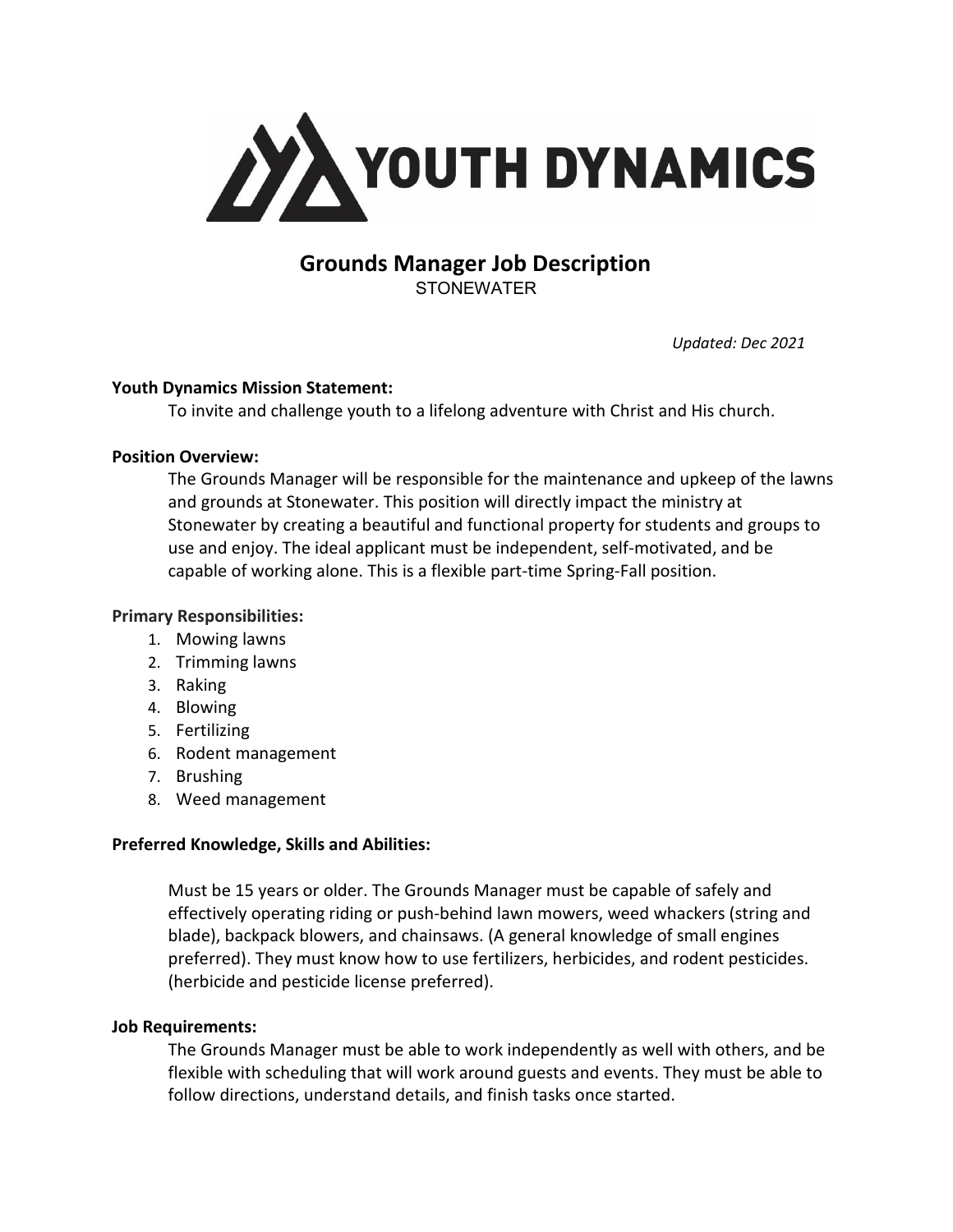# YOUTH DYNAMICS

## Grounds Manager Job Description

STONEWATER

*Updated: Dec 2021*

**Youth Dynamics Mission Statement:**

To invite and challenge youth to a lifelong adventure with Christ and His church.

**Position Overview:**

The Grounds Manager will be responsible for the maintenance and upkeep of the lawns and grounds at Stonewater. This position will directly impact the ministry at Stonewater by creating a beautiful and functional property for students and groups to use and enjoy. The ideal applicant must be independent, self-motivated, and be capable of working alone. This is a flexible part-time Spring-Fall position.

**Primary Responsibilities:**

1. Mowing lawns
2. Trimming lawns
3. Raking
4. Blowing
5. Fertilizing
6. Rodent management
7. Brushing
8. Weed management

**Preferred Knowledge, Skills and Abilities:**

Must be 15 years or older. The Grounds Manager must be capable of safely and effectively operating riding or push-behind lawn mowers, weed whackers (string and blade), backpack blowers, and chainsaws. (A general knowledge of small engines preferred). They must know how to use fertilizers, herbicides, and rodent pesticides. (herbicide and pesticide license preferred).

**Job Requirements:**

The Grounds Manager must be able to work independently as well with others, and be flexible with scheduling that will work around guests and events. They must be able to follow directions, understand details, and finish tasks once started.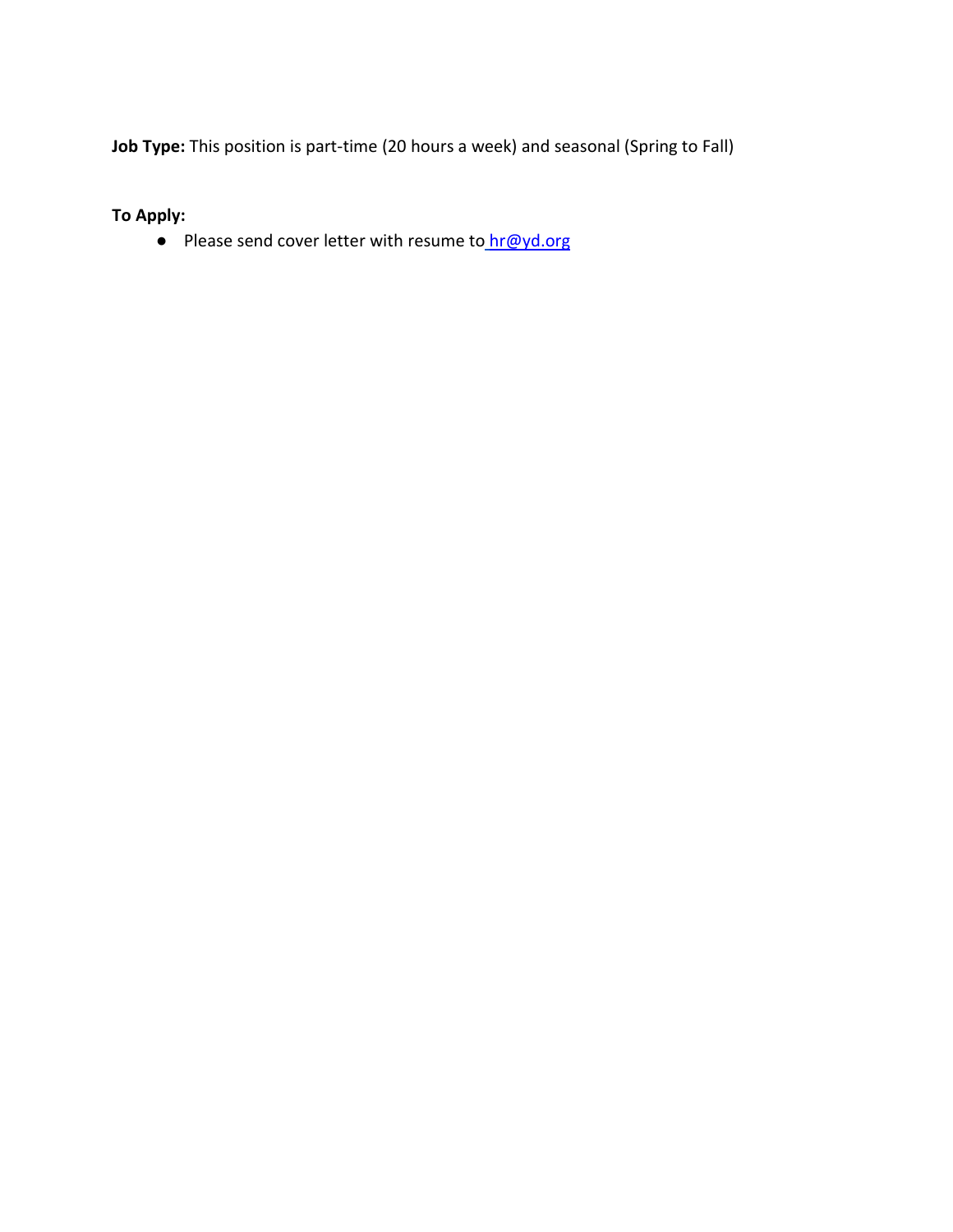**Job Type:** This position is part-time (20 hours a week) and seasonal (Spring to Fall)

**To Apply:**

- Please send cover letter with resume to hr@yd.org